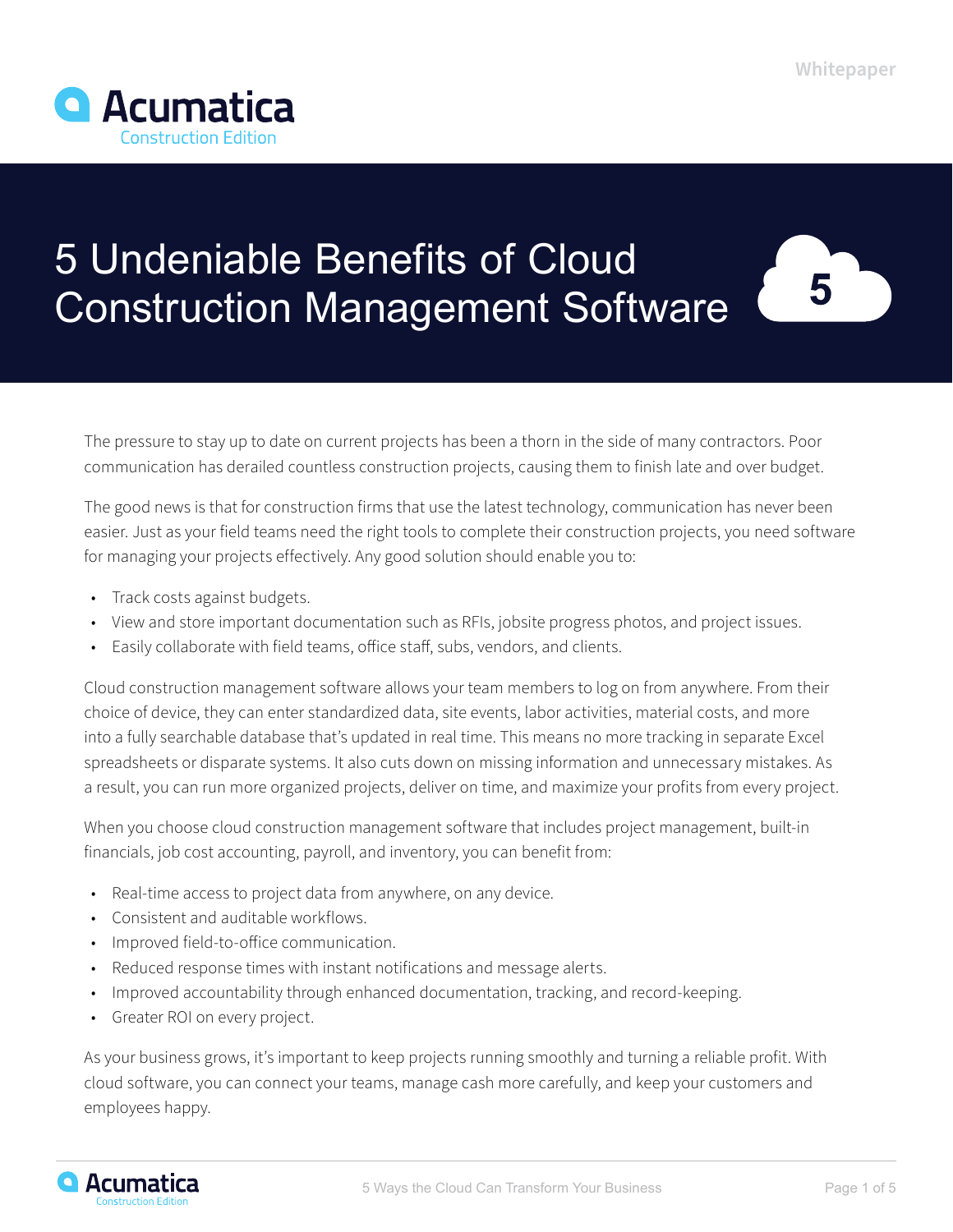Whitepaper

Acumatica
Construction Edition

# 5 Undeniable Benefits of Cloud Construction Management Software

The pressure to stay up to date on current projects has been a thorn in the side of many contractors. Poor communication has derailed countless construction projects, causing them to finish late and over budget.

The good news is that for construction firms that use the latest technology, communication has never been easier. Just as your field teams need the right tools to complete their construction projects, you need software for managing your projects effectively. Any good solution should enable you to:

- Track costs against budgets.
- View and store important documentation such as RFIs, jobsite progress photos, and project issues.
- Easily collaborate with field teams, office staff, subs, vendors, and clients.

Cloud construction management software allows your team members to log on from anywhere. From their choice of device, they can enter standardized data, site events, labor activities, material costs, and more into a fully searchable database that's updated in real time. This means no more tracking in separate Excel spreadsheets or disparate systems. It also cuts down on missing information and unnecessary mistakes. As a result, you can run more organized projects, deliver on time, and maximize your profits from every project.

When you choose cloud construction management software that includes project management, built-in financials, job cost accounting, payroll, and inventory, you can benefit from:

- Real-time access to project data from anywhere, on any device.
- Consistent and auditable workflows.
- Improved field-to-office communication.
- Reduced response times with instant notifications and message alerts.
- Improved accountability through enhanced documentation, tracking, and record-keeping.
- Greater ROI on every project.

As your business grows, it's important to keep projects running smoothly and turning a reliable profit. With cloud software, you can connect your teams, manage cash more carefully, and keep your customers and employees happy.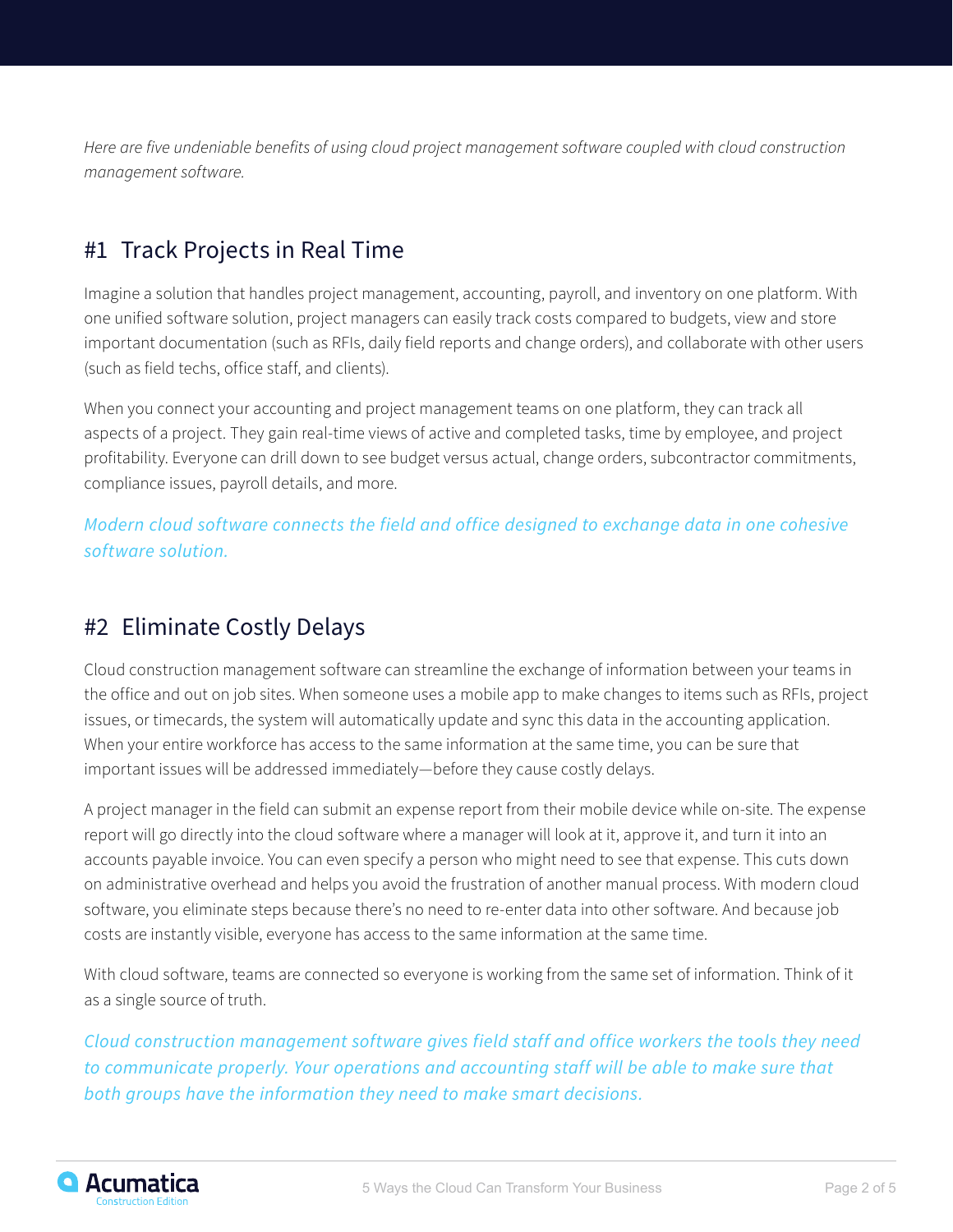*Here are five undeniable benefits of using cloud project management software coupled with cloud construction management software.*

## #1 Track Projects in Real Time

Imagine a solution that handles project management, accounting, payroll, and inventory on one platform. With one unified software solution, project managers can easily track costs compared to budgets, view and store important documentation (such as RFIs, daily field reports and change orders), and collaborate with other users (such as field techs, office staff, and clients).

When you connect your accounting and project management teams on one platform, they can track all aspects of a project. They gain real-time views of active and completed tasks, time by employee, and project profitability. Everyone can drill down to see budget versus actual, change orders, subcontractor commitments, compliance issues, payroll details, and more.

*Modern cloud software connects the field and office designed to exchange data in one cohesive software solution.*

## #2 Eliminate Costly Delays

Cloud construction management software can streamline the exchange of information between your teams in the office and out on job sites. When someone uses a mobile app to make changes to items such as RFIs, project issues, or timecards, the system will automatically update and sync this data in the accounting application. When your entire workforce has access to the same information at the same time, you can be sure that important issues will be addressed immediately—before they cause costly delays.

A project manager in the field can submit an expense report from their mobile device while on-site. The expense report will go directly into the cloud software where a manager will look at it, approve it, and turn it into an accounts payable invoice. You can even specify a person who might need to see that expense. This cuts down on administrative overhead and helps you avoid the frustration of another manual process. With modern cloud software, you eliminate steps because there's no need to re-enter data into other software. And because job costs are instantly visible, everyone has access to the same information at the same time.

With cloud software, teams are connected so everyone is working from the same set of information. Think of it as a single source of truth.

*Cloud construction management software gives field staff and office workers the tools they need to communicate properly. Your operations and accounting staff will be able to make sure that both groups have the information they need to make smart decisions.*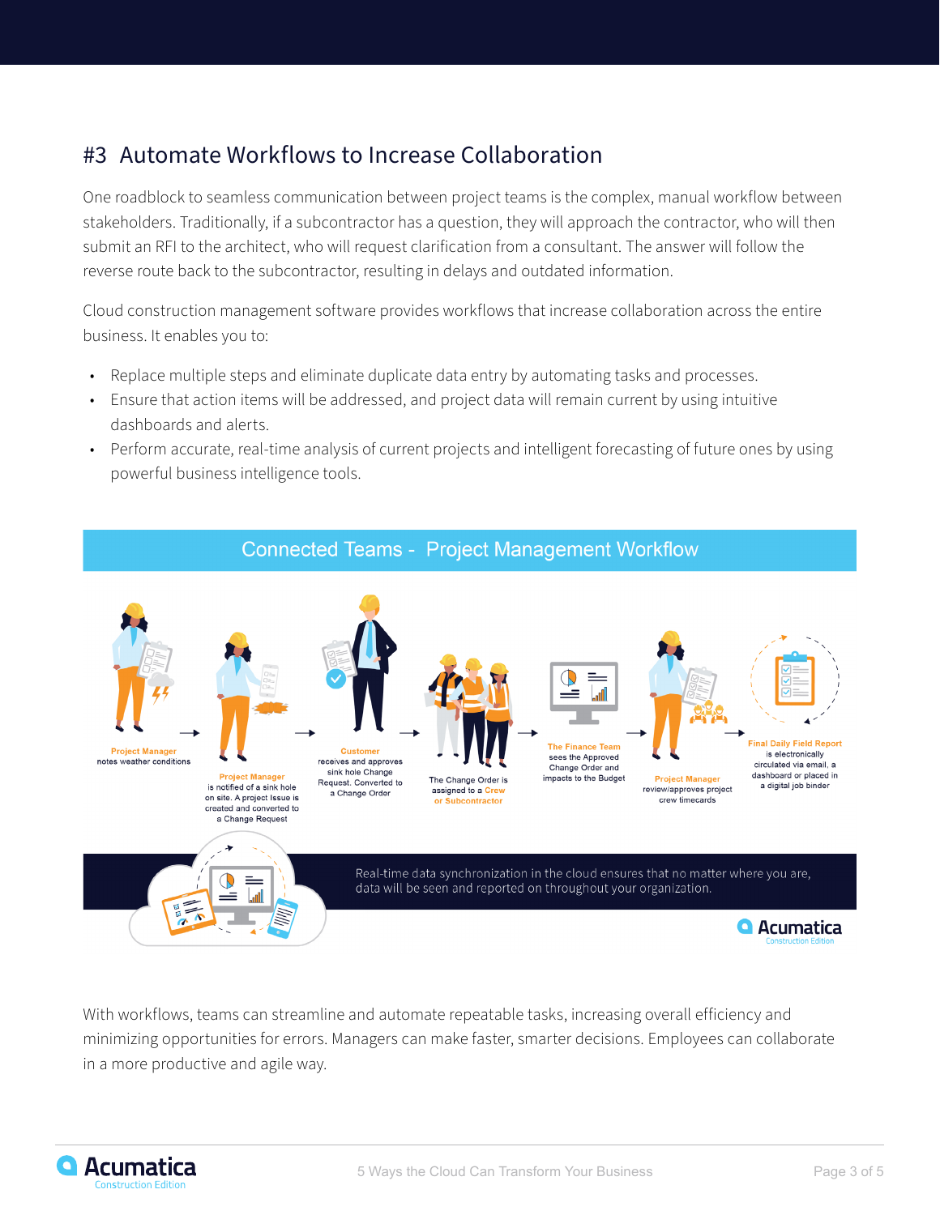# #3 Automate Workflows to Increase Collaboration

One roadblock to seamless communication between project teams is the complex, manual workflow between stakeholders. Traditionally, if a subcontractor has a question, they will approach the contractor, who will then submit an RFI to the architect, who will request clarification from a consultant. The answer will follow the reverse route back to the subcontractor, resulting in delays and outdated information.

Cloud construction management software provides workflows that increase collaboration across the entire business. It enables you to:

- Replace multiple steps and eliminate duplicate data entry by automating tasks and processes.
- Ensure that action items will be addressed, and project data will remain current by using intuitive dashboards and alerts.
- Perform accurate, real-time analysis of current projects and intelligent forecasting of future ones by using powerful business intelligence tools.

## Connected Teams - Project Management Workflow

**Project Manager** notes weather conditions → **Project Manager** is notified of a sink hole on site. A project Issue is created and converted to a Change Request → **Customer** receives and approves sink hole Change Request. Converted to a Change Order → The Change Order is assigned to a **Crew or Subcontractor** → **The Finance Team** sees the Approved Change Order and impacts to the Budget → **Project Manager** review/approves project crew timecards → **Final Daily Field Report** is electronically circulated via email, a dashboard or placed in a digital job binder

Real-time data synchronization in the cloud ensures that no matter where you are, data will be seen and reported on throughout your organization.

With workflows, teams can streamline and automate repeatable tasks, increasing overall efficiency and minimizing opportunities for errors. Managers can make faster, smarter decisions. Employees can collaborate in a more productive and agile way.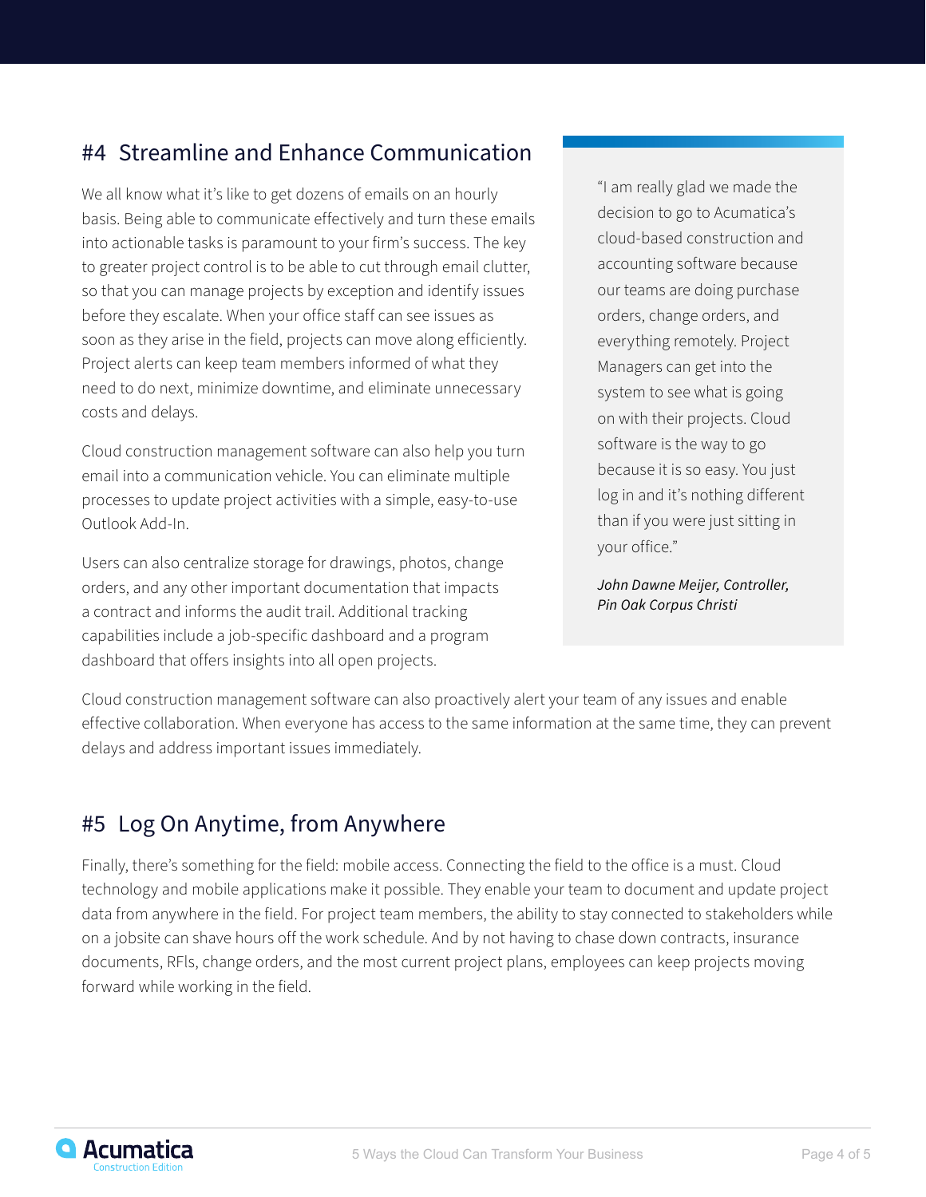## #4 Streamline and Enhance Communication

We all know what it's like to get dozens of emails on an hourly basis. Being able to communicate effectively and turn these emails into actionable tasks is paramount to your firm's success. The key to greater project control is to be able to cut through email clutter, so that you can manage projects by exception and identify issues before they escalate. When your office staff can see issues as soon as they arise in the field, projects can move along efficiently. Project alerts can keep team members informed of what they need to do next, minimize downtime, and eliminate unnecessary costs and delays.

Cloud construction management software can also help you turn email into a communication vehicle. You can eliminate multiple processes to update project activities with a simple, easy-to-use Outlook Add-In.

Users can also centralize storage for drawings, photos, change orders, and any other important documentation that impacts a contract and informs the audit trail. Additional tracking capabilities include a job-specific dashboard and a program dashboard that offers insights into all open projects.

> "I am really glad we made the decision to go to Acumatica's cloud-based construction and accounting software because our teams are doing purchase orders, change orders, and everything remotely. Project Managers can get into the system to see what is going on with their projects. Cloud software is the way to go because it is so easy. You just log in and it's nothing different than if you were just sitting in your office."
>
> *John Dawne Meijer, Controller, Pin Oak Corpus Christi*

Cloud construction management software can also proactively alert your team of any issues and enable effective collaboration. When everyone has access to the same information at the same time, they can prevent delays and address important issues immediately.

## #5 Log On Anytime, from Anywhere

Finally, there's something for the field: mobile access. Connecting the field to the office is a must. Cloud technology and mobile applications make it possible. They enable your team to document and update project data from anywhere in the field. For project team members, the ability to stay connected to stakeholders while on a jobsite can shave hours off the work schedule. And by not having to chase down contracts, insurance documents, RFIs, change orders, and the most current project plans, employees can keep projects moving forward while working in the field.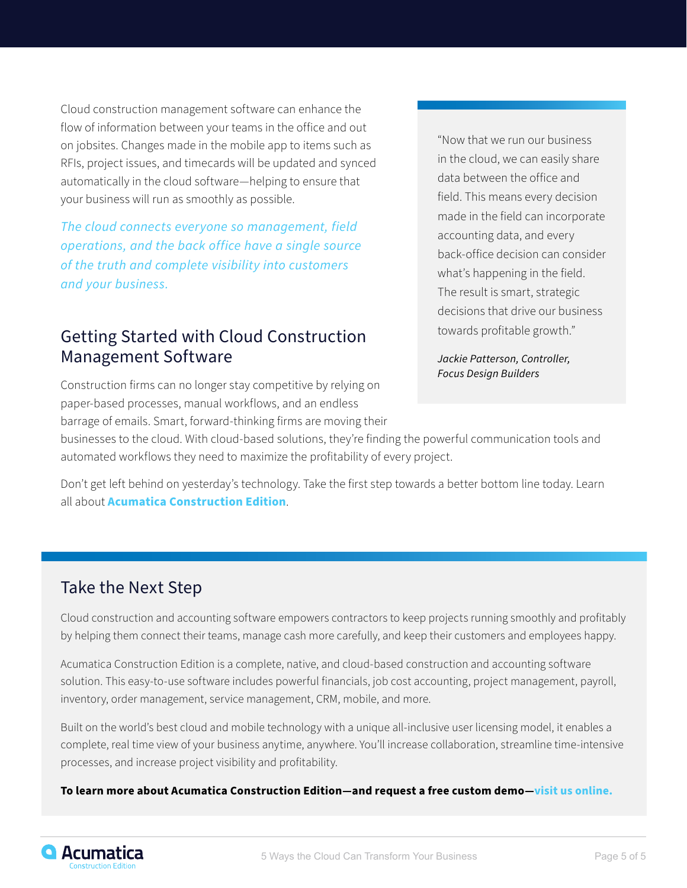Cloud construction management software can enhance the flow of information between your teams in the office and out on jobsites. Changes made in the mobile app to items such as RFIs, project issues, and timecards will be updated and synced automatically in the cloud software—helping to ensure that your business will run as smoothly as possible.

*The cloud connects everyone so management, field operations, and the back office have a single source of the truth and complete visibility into customers and your business.*

> "Now that we run our business in the cloud, we can easily share data between the office and field. This means every decision made in the field can incorporate accounting data, and every back-office decision can consider what's happening in the field. The result is smart, strategic decisions that drive our business towards profitable growth."
>
> *Jackie Patterson, Controller, Focus Design Builders*

## Getting Started with Cloud Construction Management Software

Construction firms can no longer stay competitive by relying on paper-based processes, manual workflows, and an endless barrage of emails. Smart, forward-thinking firms are moving their businesses to the cloud. With cloud-based solutions, they're finding the powerful communication tools and automated workflows they need to maximize the profitability of every project.

Don't get left behind on yesterday's technology. Take the first step towards a better bottom line today. Learn all about **Acumatica Construction Edition**.

## Take the Next Step

Cloud construction and accounting software empowers contractors to keep projects running smoothly and profitably by helping them connect their teams, manage cash more carefully, and keep their customers and employees happy.

Acumatica Construction Edition is a complete, native, and cloud-based construction and accounting software solution. This easy-to-use software includes powerful financials, job cost accounting, project management, payroll, inventory, order management, service management, CRM, mobile, and more.

Built on the world's best cloud and mobile technology with a unique all-inclusive user licensing model, it enables a complete, real time view of your business anytime, anywhere. You'll increase collaboration, streamline time-intensive processes, and increase project visibility and profitability.

**To learn more about Acumatica Construction Edition—and request a free custom demo—visit us online.**